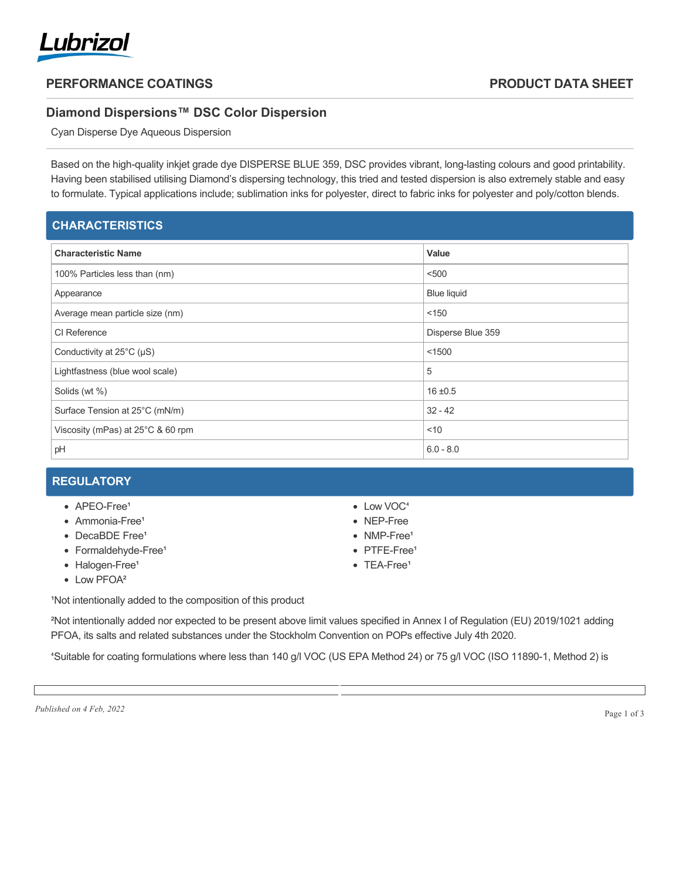Lubrizol

## PERFORMANCE COATINGS

## PRODUCT DATA SHEET

# Diamond Dispersions™ DSC Color Dispersion

Cyan Disperse Dye Aqueous Dispersion

Based on the high-quality inkjet grade dye DISPERSE BLUE 359, DSC provides vibrant, long-lasting colours and good printability. Having been stabilised utilising Diamond's dispersing technology, this tried and tested dispersion is also extremely stable and easy to formulate. Typical applications include; sublimation inks for polyester, direct to fabric inks for polyester and poly/cotton blends.

## CHARACTERISTICS

| Characteristic Name | Value |
| --- | --- |
| 100% Particles less than (nm) | <500 |
| Appearance | Blue liquid |
| Average mean particle size (nm) | <150 |
| CI Reference | Disperse Blue 359 |
| Conductivity at 25°C (µS) | <1500 |
| Lightfastness (blue wool scale) | 5 |
| Solids (wt %) | 16 ±0.5 |
| Surface Tension at 25°C (mN/m) | 32 - 42 |
| Viscosity (mPas) at 25°C & 60 rpm | <10 |
| pH | 6.0 - 8.0 |

## REGULATORY

- APEO-Free[1]
- Ammonia-Free[1]
- DecaBDE Free[1]
- Formaldehyde-Free[1]
- Halogen-Free[1]
- Low PFOA[2]
- Low VOC[4]
- NEP-Free
- NMP-Free[1]
- PTFE-Free[1]
- TEA-Free[1]

[1]Not intentionally added to the composition of this product

[2]Not intentionally added nor expected to be present above limit values specified in Annex I of Regulation (EU) 2019/1021 adding PFOA, its salts and related substances under the Stockholm Convention on POPs effective July 4th 2020.

[4]Suitable for coating formulations where less than 140 g/l VOC (US EPA Method 24) or 75 g/l VOC (ISO 11890-1, Method 2) is

*Published on 4 Feb, 2022*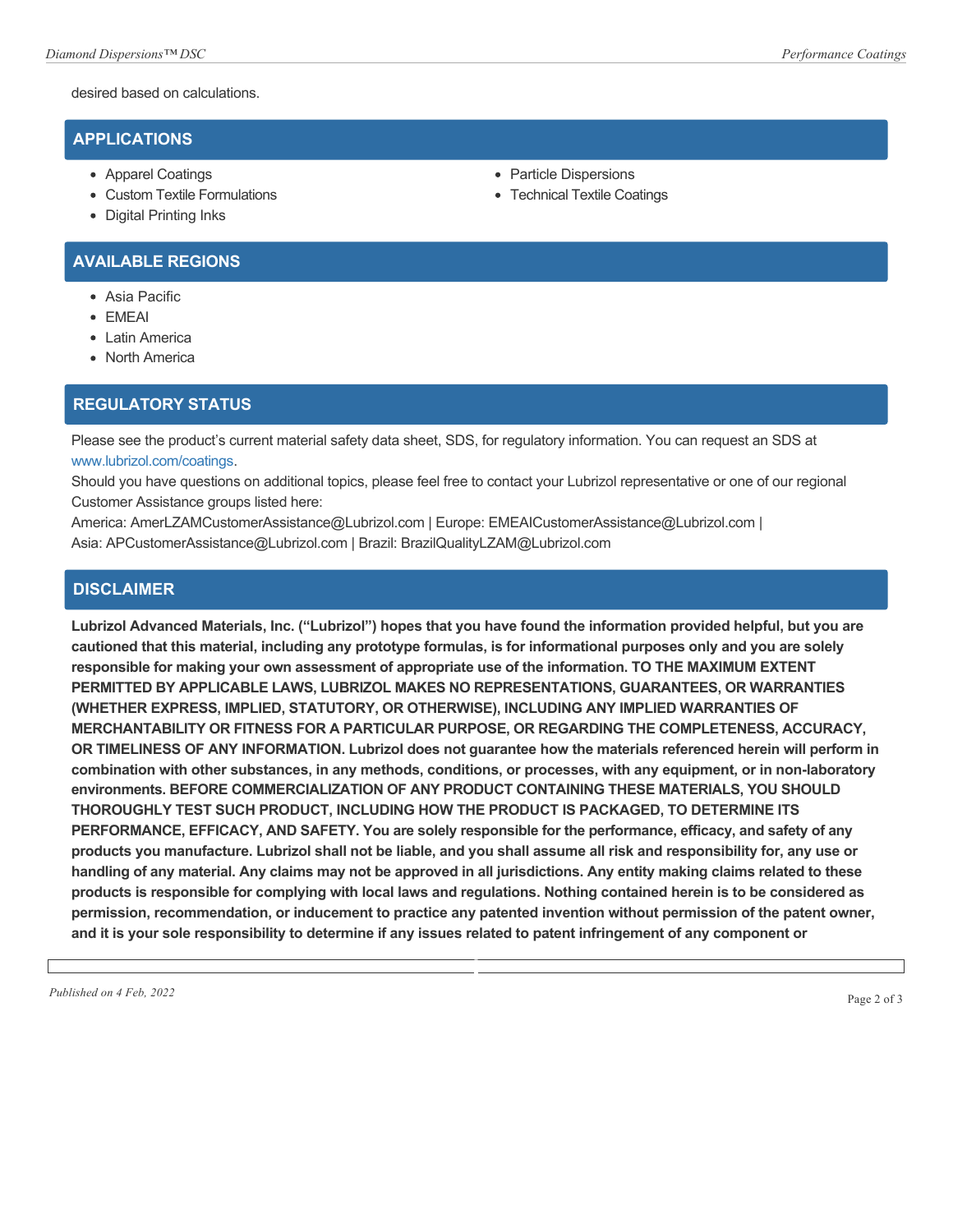desired based on calculations.

## APPLICATIONS

- Apparel Coatings
- Custom Textile Formulations
- Digital Printing Inks
- Particle Dispersions
- Technical Textile Coatings

## AVAILABLE REGIONS

- Asia Pacific
- EMEAI
- Latin America
- North America

## REGULATORY STATUS

Please see the product's current material safety data sheet, SDS, for regulatory information. You can request an SDS at www.lubrizol.com/coatings.

Should you have questions on additional topics, please feel free to contact your Lubrizol representative or one of our regional Customer Assistance groups listed here:

America: AmerLZAMCustomerAssistance@Lubrizol.com | Europe: EMEAICustomerAssistance@Lubrizol.com | Asia: APCustomerAssistance@Lubrizol.com | Brazil: BrazilQualityLZAM@Lubrizol.com

## DISCLAIMER

**Lubrizol Advanced Materials, Inc. ("Lubrizol") hopes that you have found the information provided helpful, but you are cautioned that this material, including any prototype formulas, is for informational purposes only and you are solely responsible for making your own assessment of appropriate use of the information. TO THE MAXIMUM EXTENT PERMITTED BY APPLICABLE LAWS, LUBRIZOL MAKES NO REPRESENTATIONS, GUARANTEES, OR WARRANTIES (WHETHER EXPRESS, IMPLIED, STATUTORY, OR OTHERWISE), INCLUDING ANY IMPLIED WARRANTIES OF MERCHANTABILITY OR FITNESS FOR A PARTICULAR PURPOSE, OR REGARDING THE COMPLETENESS, ACCURACY, OR TIMELINESS OF ANY INFORMATION. Lubrizol does not guarantee how the materials referenced herein will perform in combination with other substances, in any methods, conditions, or processes, with any equipment, or in non-laboratory environments. BEFORE COMMERCIALIZATION OF ANY PRODUCT CONTAINING THESE MATERIALS, YOU SHOULD THOROUGHLY TEST SUCH PRODUCT, INCLUDING HOW THE PRODUCT IS PACKAGED, TO DETERMINE ITS PERFORMANCE, EFFICACY, AND SAFETY. You are solely responsible for the performance, efficacy, and safety of any products you manufacture. Lubrizol shall not be liable, and you shall assume all risk and responsibility for, any use or handling of any material. Any claims may not be approved in all jurisdictions. Any entity making claims related to these products is responsible for complying with local laws and regulations. Nothing contained herein is to be considered as permission, recommendation, or inducement to practice any patented invention without permission of the patent owner, and it is your sole responsibility to determine if any issues related to patent infringement of any component or**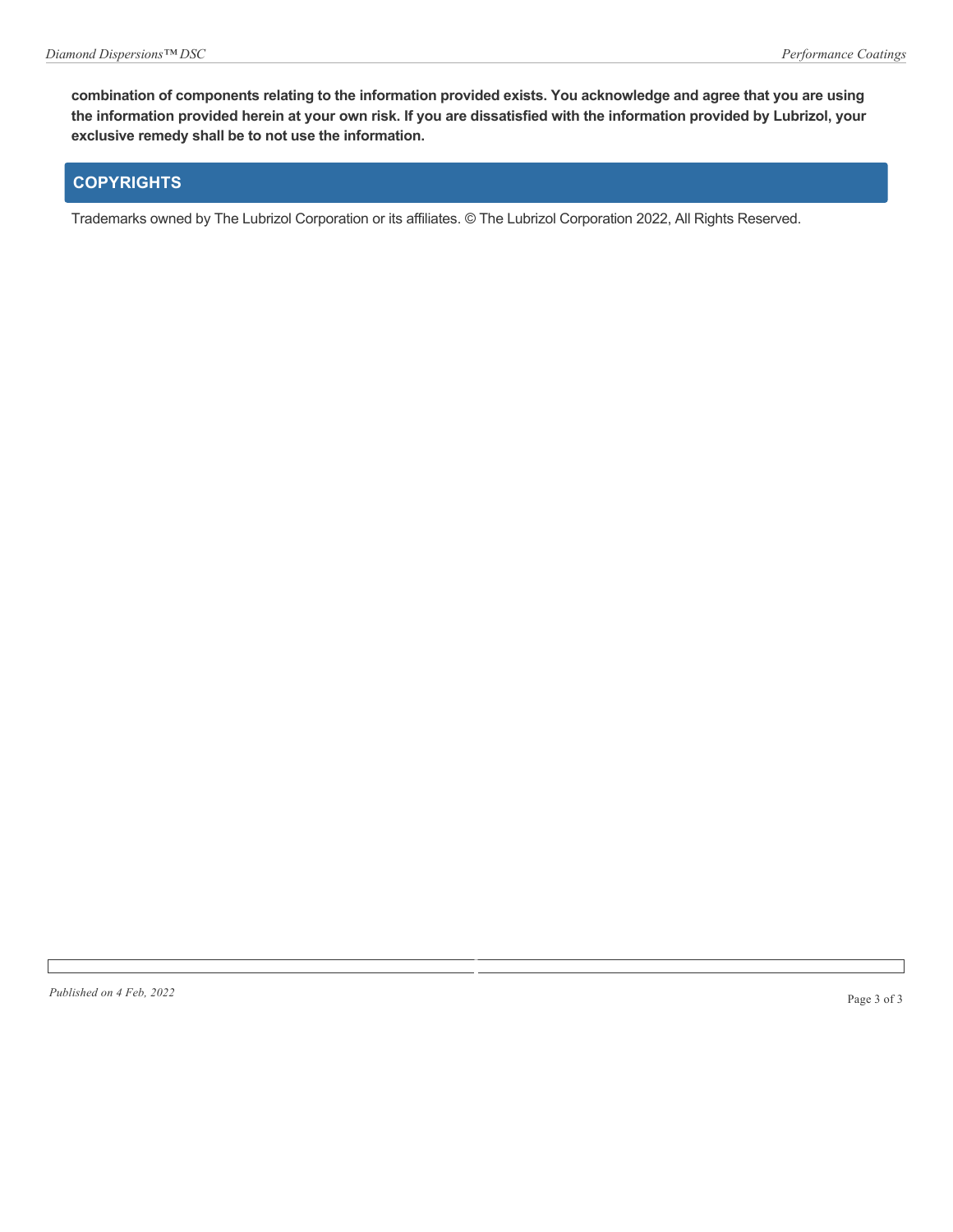**combination of components relating to the information provided exists. You acknowledge and agree that you are using the information provided herein at your own risk. If you are dissatisfied with the information provided by Lubrizol, your exclusive remedy shall be to not use the information.**

## COPYRIGHTS

Trademarks owned by The Lubrizol Corporation or its affiliates. © The Lubrizol Corporation 2022, All Rights Reserved.

*Published on 4 Feb, 2022*